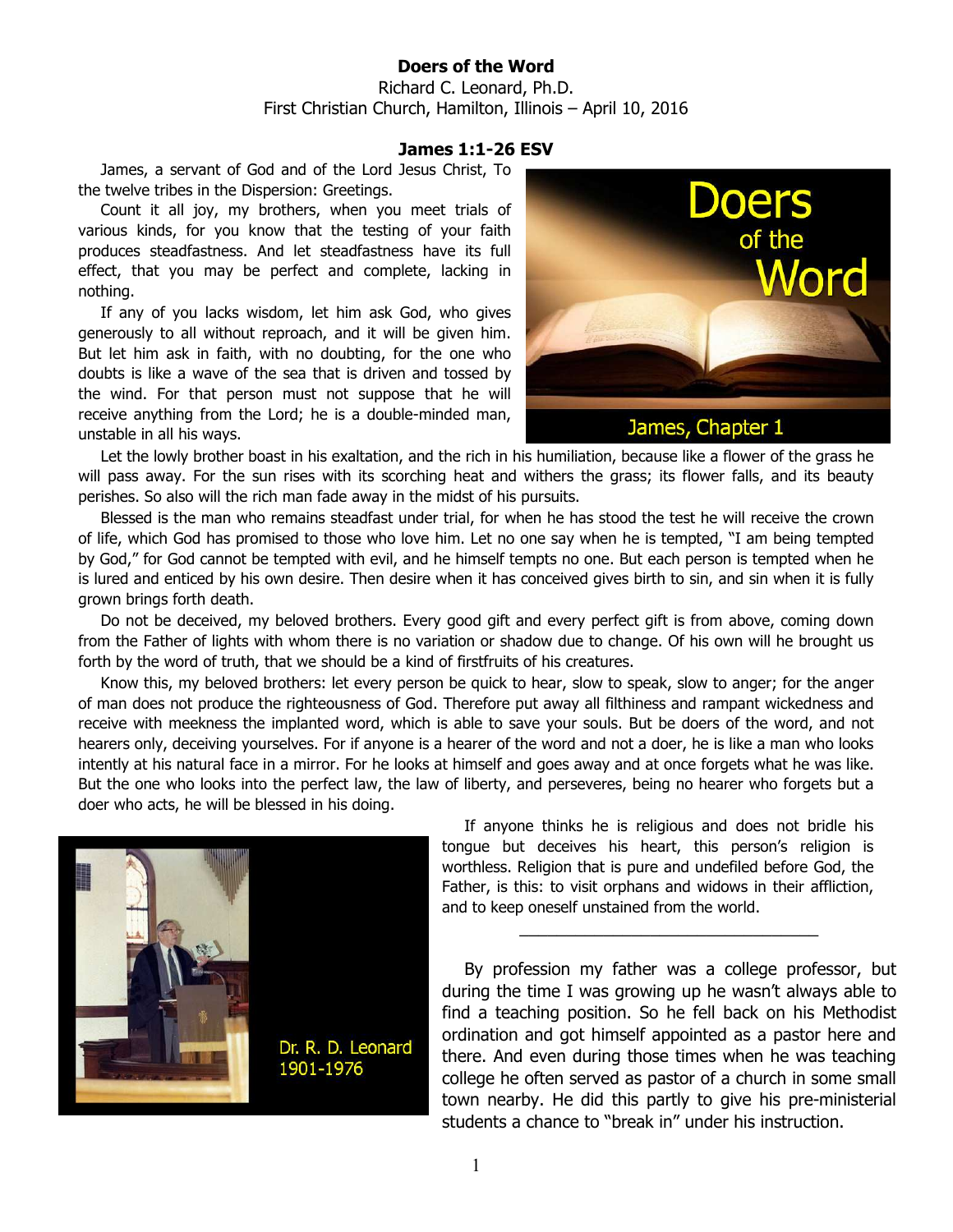# Doers of the Word

Richard C. Leonard, Ph.D.
First Christian Church, Hamilton, Illinois – April 10, 2016

## James 1:1-26 ESV

James, a servant of God and of the Lord Jesus Christ, To the twelve tribes in the Dispersion: Greetings.

Count it all joy, my brothers, when you meet trials of various kinds, for you know that the testing of your faith produces steadfastness. And let steadfastness have its full effect, that you may be perfect and complete, lacking in nothing.

If any of you lacks wisdom, let him ask God, who gives generously to all without reproach, and it will be given him. But let him ask in faith, with no doubting, for the one who doubts is like a wave of the sea that is driven and tossed by the wind. For that person must not suppose that he will receive anything from the Lord; he is a double-minded man, unstable in all his ways.

Doers of the Word
James, Chapter 1

Let the lowly brother boast in his exaltation, and the rich in his humiliation, because like a flower of the grass he will pass away. For the sun rises with its scorching heat and withers the grass; its flower falls, and its beauty perishes. So also will the rich man fade away in the midst of his pursuits.

Blessed is the man who remains steadfast under trial, for when he has stood the test he will receive the crown of life, which God has promised to those who love him. Let no one say when he is tempted, "I am being tempted by God," for God cannot be tempted with evil, and he himself tempts no one. But each person is tempted when he is lured and enticed by his own desire. Then desire when it has conceived gives birth to sin, and sin when it is fully grown brings forth death.

Do not be deceived, my beloved brothers. Every good gift and every perfect gift is from above, coming down from the Father of lights with whom there is no variation or shadow due to change. Of his own will he brought us forth by the word of truth, that we should be a kind of firstfruits of his creatures.

Know this, my beloved brothers: let every person be quick to hear, slow to speak, slow to anger; for the anger of man does not produce the righteousness of God. Therefore put away all filthiness and rampant wickedness and receive with meekness the implanted word, which is able to save your souls. But be doers of the word, and not hearers only, deceiving yourselves. For if anyone is a hearer of the word and not a doer, he is like a man who looks intently at his natural face in a mirror. For he looks at himself and goes away and at once forgets what he was like. But the one who looks into the perfect law, the law of liberty, and perseveres, being no hearer who forgets but a doer who acts, he will be blessed in his doing.

If anyone thinks he is religious and does not bridle his tongue but deceives his heart, this person's religion is worthless. Religion that is pure and undefiled before God, the Father, is this: to visit orphans and widows in their affliction, and to keep oneself unstained from the world.

Dr. R. D. Leonard
1901-1976

---

By profession my father was a college professor, but during the time I was growing up he wasn't always able to find a teaching position. So he fell back on his Methodist ordination and got himself appointed as a pastor here and there. And even during those times when he was teaching college he often served as pastor of a church in some small town nearby. He did this partly to give his pre-ministerial students a chance to "break in" under his instruction.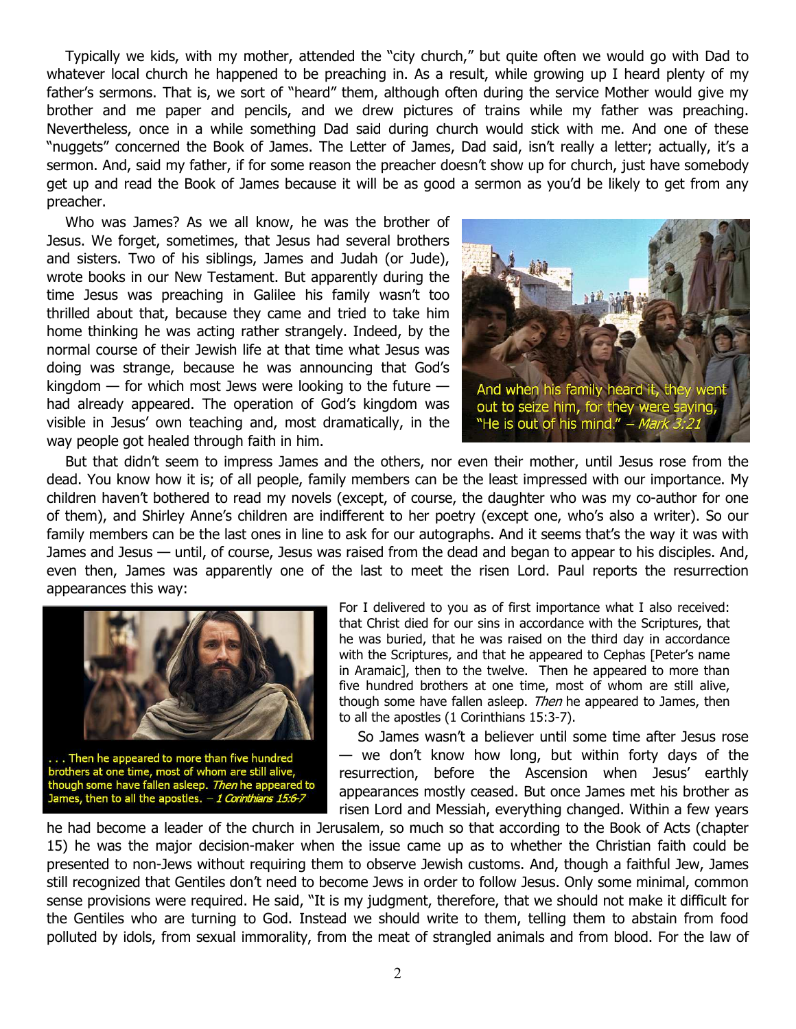Typically we kids, with my mother, attended the "city church," but quite often we would go with Dad to whatever local church he happened to be preaching in. As a result, while growing up I heard plenty of my father's sermons. That is, we sort of "heard" them, although often during the service Mother would give my brother and me paper and pencils, and we drew pictures of trains while my father was preaching. Nevertheless, once in a while something Dad said during church would stick with me. And one of these "nuggets" concerned the Book of James. The Letter of James, Dad said, isn't really a letter; actually, it's a sermon. And, said my father, if for some reason the preacher doesn't show up for church, just have somebody get up and read the Book of James because it will be as good a sermon as you'd be likely to get from any preacher.

Who was James? As we all know, he was the brother of Jesus. We forget, sometimes, that Jesus had several brothers and sisters. Two of his siblings, James and Judah (or Jude), wrote books in our New Testament. But apparently during the time Jesus was preaching in Galilee his family wasn't too thrilled about that, because they came and tried to take him home thinking he was acting rather strangely. Indeed, by the normal course of their Jewish life at that time what Jesus was doing was strange, because he was announcing that God's kingdom — for which most Jews were looking to the future — had already appeared. The operation of God's kingdom was visible in Jesus' own teaching and, most dramatically, in the way people got healed through faith in him.

And when his family heard it, they went out to seize him, for they were saying, "He is out of his mind." – *Mark 3:21*

But that didn't seem to impress James and the others, nor even their mother, until Jesus rose from the dead. You know how it is; of all people, family members can be the least impressed with our importance. My children haven't bothered to read my novels (except, of course, the daughter who was my co-author for one of them), and Shirley Anne's children are indifferent to her poetry (except one, who's also a writer). So our family members can be the last ones in line to ask for our autographs. And it seems that's the way it was with James and Jesus — until, of course, Jesus was raised from the dead and began to appear to his disciples. And, even then, James was apparently one of the last to meet the risen Lord. Paul reports the resurrection appearances this way:

> For I delivered to you as of first importance what I also received: that Christ died for our sins in accordance with the Scriptures, that he was buried, that he was raised on the third day in accordance with the Scriptures, and that he appeared to Cephas [Peter's name in Aramaic], then to the twelve. Then he appeared to more than five hundred brothers at one time, most of whom are still alive, though some have fallen asleep. *Then* he appeared to James, then to all the apostles (1 Corinthians 15:3-7).

. . . Then he appeared to more than five hundred brothers at one time, most of whom are still alive, though some have fallen asleep. *Then* he appeared to James, then to all the apostles. – *1 Corinthians 15:6-7*

So James wasn't a believer until some time after Jesus rose — we don't know how long, but within forty days of the resurrection, before the Ascension when Jesus' earthly appearances mostly ceased. But once James met his brother as risen Lord and Messiah, everything changed. Within a few years he had become a leader of the church in Jerusalem, so much so that according to the Book of Acts (chapter 15) he was the major decision-maker when the issue came up as to whether the Christian faith could be presented to non-Jews without requiring them to observe Jewish customs. And, though a faithful Jew, James still recognized that Gentiles don't need to become Jews in order to follow Jesus. Only some minimal, common sense provisions were required. He said, "It is my judgment, therefore, that we should not make it difficult for the Gentiles who are turning to God. Instead we should write to them, telling them to abstain from food polluted by idols, from sexual immorality, from the meat of strangled animals and from blood. For the law of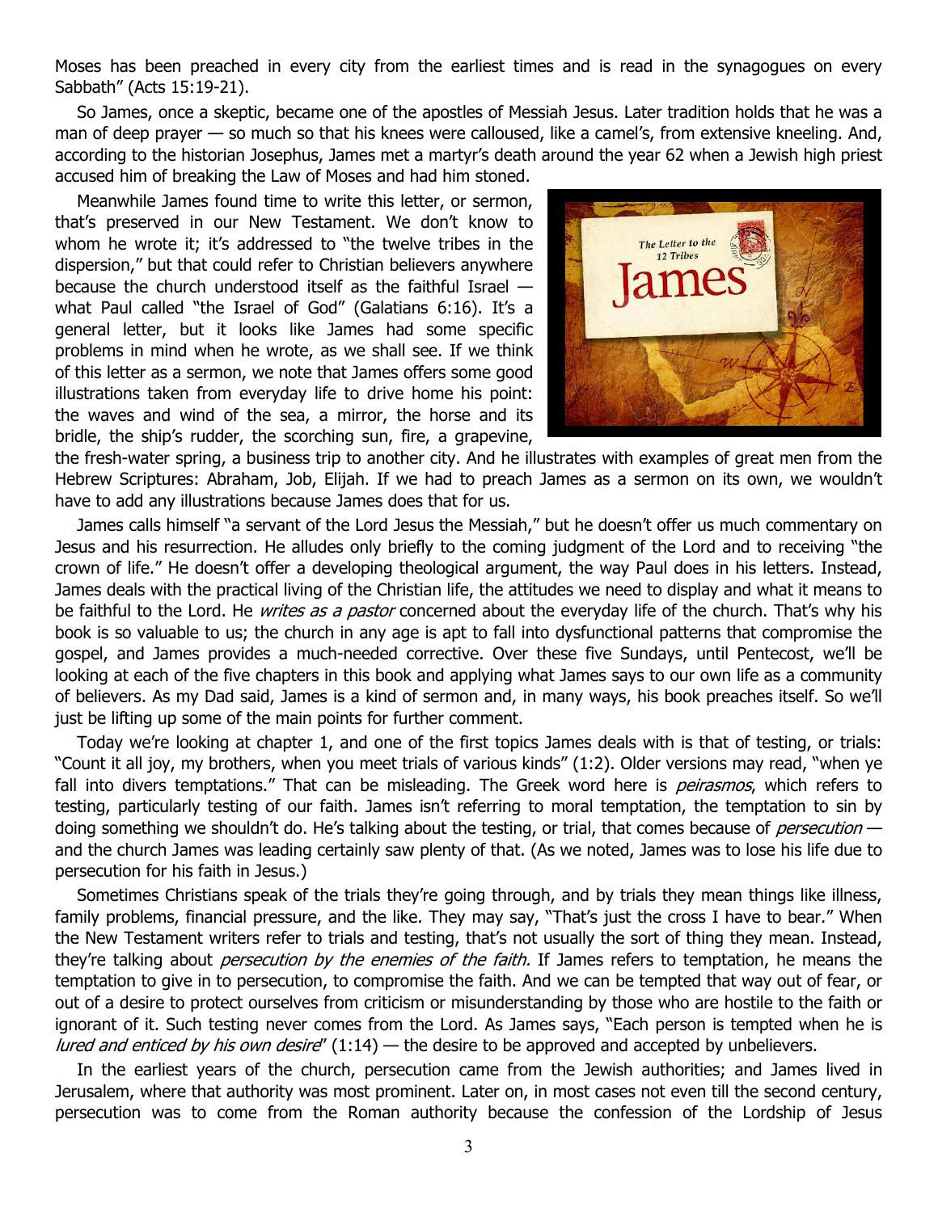Moses has been preached in every city from the earliest times and is read in the synagogues on every Sabbath" (Acts 15:19-21).

So James, once a skeptic, became one of the apostles of Messiah Jesus. Later tradition holds that he was a man of deep prayer — so much so that his knees were calloused, like a camel's, from extensive kneeling. And, according to the historian Josephus, James met a martyr's death around the year 62 when a Jewish high priest accused him of breaking the Law of Moses and had him stoned.

Meanwhile James found time to write this letter, or sermon, that's preserved in our New Testament. We don't know to whom he wrote it; it's addressed to "the twelve tribes in the dispersion," but that could refer to Christian believers anywhere because the church understood itself as the faithful Israel — what Paul called "the Israel of God" (Galatians 6:16). It's a general letter, but it looks like James had some specific problems in mind when he wrote, as we shall see. If we think of this letter as a sermon, we note that James offers some good illustrations taken from everyday life to drive home his point: the waves and wind of the sea, a mirror, the horse and its bridle, the ship's rudder, the scorching sun, fire, a grapevine, the fresh-water spring, a business trip to another city. And he illustrates with examples of great men from the Hebrew Scriptures: Abraham, Job, Elijah. If we had to preach James as a sermon on its own, we wouldn't have to add any illustrations because James does that for us.

James calls himself "a servant of the Lord Jesus the Messiah," but he doesn't offer us much commentary on Jesus and his resurrection. He alludes only briefly to the coming judgment of the Lord and to receiving "the crown of life." He doesn't offer a developing theological argument, the way Paul does in his letters. Instead, James deals with the practical living of the Christian life, the attitudes we need to display and what it means to be faithful to the Lord. He *writes as a pastor* concerned about the everyday life of the church. That's why his book is so valuable to us; the church in any age is apt to fall into dysfunctional patterns that compromise the gospel, and James provides a much-needed corrective. Over these five Sundays, until Pentecost, we'll be looking at each of the five chapters in this book and applying what James says to our own life as a community of believers. As my Dad said, James is a kind of sermon and, in many ways, his book preaches itself. So we'll just be lifting up some of the main points for further comment.

Today we're looking at chapter 1, and one of the first topics James deals with is that of testing, or trials: "Count it all joy, my brothers, when you meet trials of various kinds" (1:2). Older versions may read, "when ye fall into divers temptations." That can be misleading. The Greek word here is *peirasmos*, which refers to testing, particularly testing of our faith. James isn't referring to moral temptation, the temptation to sin by doing something we shouldn't do. He's talking about the testing, or trial, that comes because of *persecution* — and the church James was leading certainly saw plenty of that. (As we noted, James was to lose his life due to persecution for his faith in Jesus.)

Sometimes Christians speak of the trials they're going through, and by trials they mean things like illness, family problems, financial pressure, and the like. They may say, "That's just the cross I have to bear." When the New Testament writers refer to trials and testing, that's not usually the sort of thing they mean. Instead, they're talking about *persecution by the enemies of the faith.* If James refers to temptation, he means the temptation to give in to persecution, to compromise the faith. And we can be tempted that way out of fear, or out of a desire to protect ourselves from criticism or misunderstanding by those who are hostile to the faith or ignorant of it. Such testing never comes from the Lord. As James says, "Each person is tempted when he is *lured and enticed by his own desire*" (1:14) — the desire to be approved and accepted by unbelievers.

In the earliest years of the church, persecution came from the Jewish authorities; and James lived in Jerusalem, where that authority was most prominent. Later on, in most cases not even till the second century, persecution was to come from the Roman authority because the confession of the Lordship of Jesus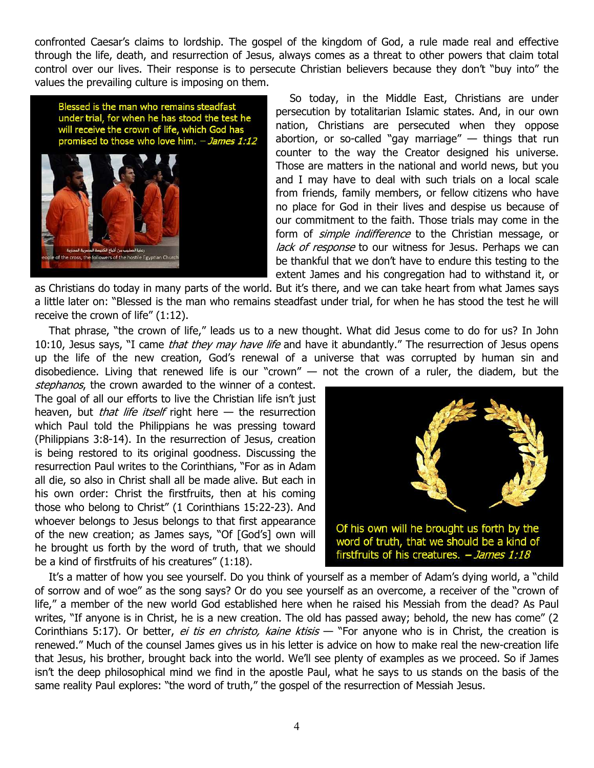confronted Caesar's claims to lordship. The gospel of the kingdom of God, a rule made real and effective through the life, death, and resurrection of Jesus, always comes as a threat to other powers that claim total control over our lives. Their response is to persecute Christian believers because they don't "buy into" the values the prevailing culture is imposing on them.

Blessed is the man who remains steadfast under trial, for when he has stood the test he will receive the crown of life, which God has promised to those who love him. – *James 1:12*

So today, in the Middle East, Christians are under persecution by totalitarian Islamic states. And, in our own nation, Christians are persecuted when they oppose abortion, or so-called "gay marriage" — things that run counter to the way the Creator designed his universe. Those are matters in the national and world news, but you and I may have to deal with such trials on a local scale from friends, family members, or fellow citizens who have no place for God in their lives and despise us because of our commitment to the faith. Those trials may come in the form of *simple indifference* to the Christian message, or *lack of response* to our witness for Jesus. Perhaps we can be thankful that we don't have to endure this testing to the extent James and his congregation had to withstand it, or as Christians do today in many parts of the world. But it's there, and we can take heart from what James says a little later on: "Blessed is the man who remains steadfast under trial, for when he has stood the test he will receive the crown of life" (1:12).

That phrase, "the crown of life," leads us to a new thought. What did Jesus come to do for us? In John 10:10, Jesus says, "I came *that they may have life* and have it abundantly." The resurrection of Jesus opens up the life of the new creation, God's renewal of a universe that was corrupted by human sin and disobedience. Living that renewed life is our "crown" — not the crown of a ruler, the diadem, but the *stephanos*, the crown awarded to the winner of a contest. The goal of all our efforts to live the Christian life isn't just heaven, but *that life itself* right here — the resurrection which Paul told the Philippians he was pressing toward (Philippians 3:8-14). In the resurrection of Jesus, creation is being restored to its original goodness. Discussing the resurrection Paul writes to the Corinthians, "For as in Adam all die, so also in Christ shall all be made alive. But each in his own order: Christ the firstfruits, then at his coming those who belong to Christ" (1 Corinthians 15:22-23). And whoever belongs to Jesus belongs to that first appearance of the new creation; as James says, "Of [God's] own will he brought us forth by the word of truth, that we should be a kind of firstfruits of his creatures" (1:18).

Of his own will he brought us forth by the word of truth, that we should be a kind of firstfruits of his creatures. – *James 1:18*

It's a matter of how you see yourself. Do you think of yourself as a member of Adam's dying world, a "child of sorrow and of woe" as the song says? Or do you see yourself as an overcome, a receiver of the "crown of life," a member of the new world God established here when he raised his Messiah from the dead? As Paul writes, "If anyone is in Christ, he is a new creation. The old has passed away; behold, the new has come" (2 Corinthians 5:17). Or better, *ei tis en christo, kaine ktisis* — "For anyone who is in Christ, the creation is renewed." Much of the counsel James gives us in his letter is advice on how to make real the new-creation life that Jesus, his brother, brought back into the world. We'll see plenty of examples as we proceed. So if James isn't the deep philosophical mind we find in the apostle Paul, what he says to us stands on the basis of the same reality Paul explores: "the word of truth," the gospel of the resurrection of Messiah Jesus.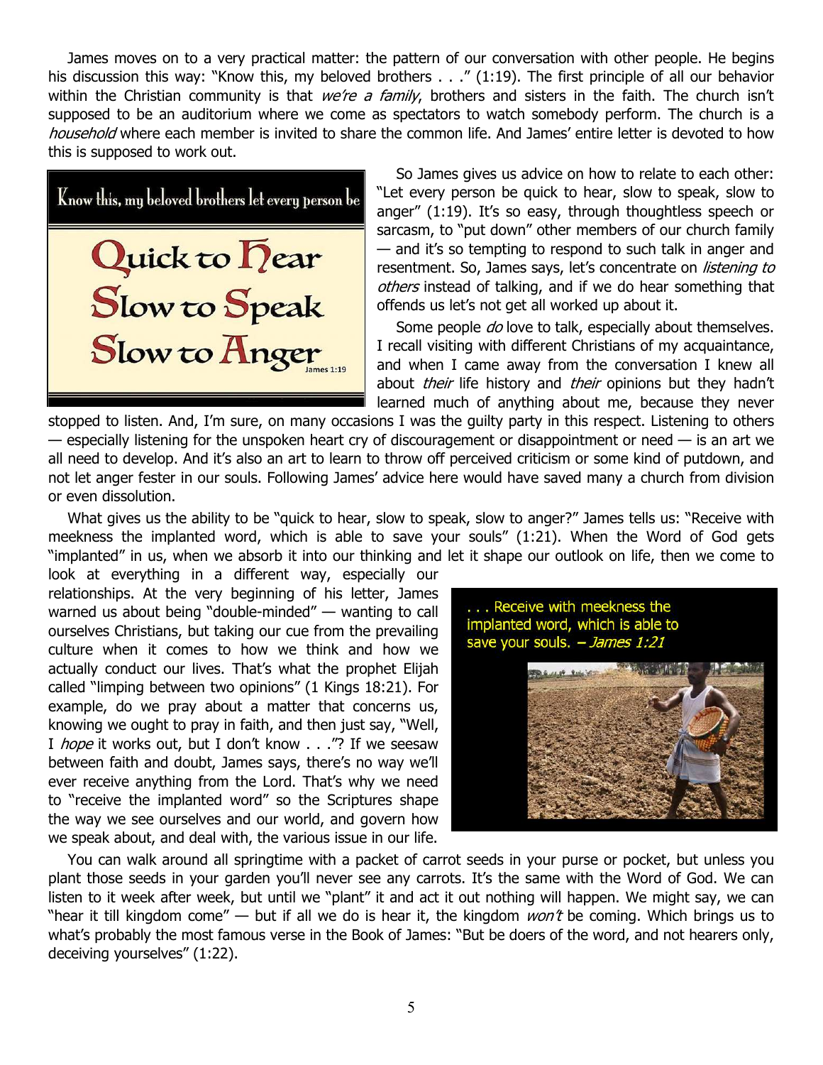James moves on to a very practical matter: the pattern of our conversation with other people. He begins his discussion this way: "Know this, my beloved brothers . . ." (1:19). The first principle of all our behavior within the Christian community is that *we're a family*, brothers and sisters in the faith. The church isn't supposed to be an auditorium where we come as spectators to watch somebody perform. The church is a *household* where each member is invited to share the common life. And James' entire letter is devoted to how this is supposed to work out.

Know this, my beloved brothers let every person be

Quick to Hear
Slow to Speak
Slow to Anger

James 1:19

So James gives us advice on how to relate to each other: "Let every person be quick to hear, slow to speak, slow to anger" (1:19). It's so easy, through thoughtless speech or sarcasm, to "put down" other members of our church family — and it's so tempting to respond to such talk in anger and resentment. So, James says, let's concentrate on *listening to others* instead of talking, and if we do hear something that offends us let's not get all worked up about it.

Some people *do* love to talk, especially about themselves. I recall visiting with different Christians of my acquaintance, and when I came away from the conversation I knew all about *their* life history and *their* opinions but they hadn't learned much of anything about me, because they never stopped to listen. And, I'm sure, on many occasions I was the guilty party in this respect. Listening to others — especially listening for the unspoken heart cry of discouragement or disappointment or need — is an art we all need to develop. And it's also an art to learn to throw off perceived criticism or some kind of putdown, and not let anger fester in our souls. Following James' advice here would have saved many a church from division or even dissolution.

What gives us the ability to be "quick to hear, slow to speak, slow to anger?" James tells us: "Receive with meekness the implanted word, which is able to save your souls" (1:21). When the Word of God gets "implanted" in us, when we absorb it into our thinking and let it shape our outlook on life, then we come to look at everything in a different way, especially our relationships. At the very beginning of his letter, James warned us about being "double-minded" — wanting to call ourselves Christians, but taking our cue from the prevailing culture when it comes to how we think and how we actually conduct our lives. That's what the prophet Elijah called "limping between two opinions" (1 Kings 18:21). For example, do we pray about a matter that concerns us, knowing we ought to pray in faith, and then just say, "Well, I *hope* it works out, but I don't know . . ."? If we seesaw between faith and doubt, James says, there's no way we'll ever receive anything from the Lord. That's why we need to "receive the implanted word" so the Scriptures shape the way we see ourselves and our world, and govern how we speak about, and deal with, the various issue in our life.

. . . Receive with meekness the implanted word, which is able to save your souls. – *James 1:21*

You can walk around all springtime with a packet of carrot seeds in your purse or pocket, but unless you plant those seeds in your garden you'll never see any carrots. It's the same with the Word of God. We can listen to it week after week, but until we "plant" it and act it out nothing will happen. We might say, we can "hear it till kingdom come" — but if all we do is hear it, the kingdom *won't* be coming. Which brings us to what's probably the most famous verse in the Book of James: "But be doers of the word, and not hearers only, deceiving yourselves" (1:22).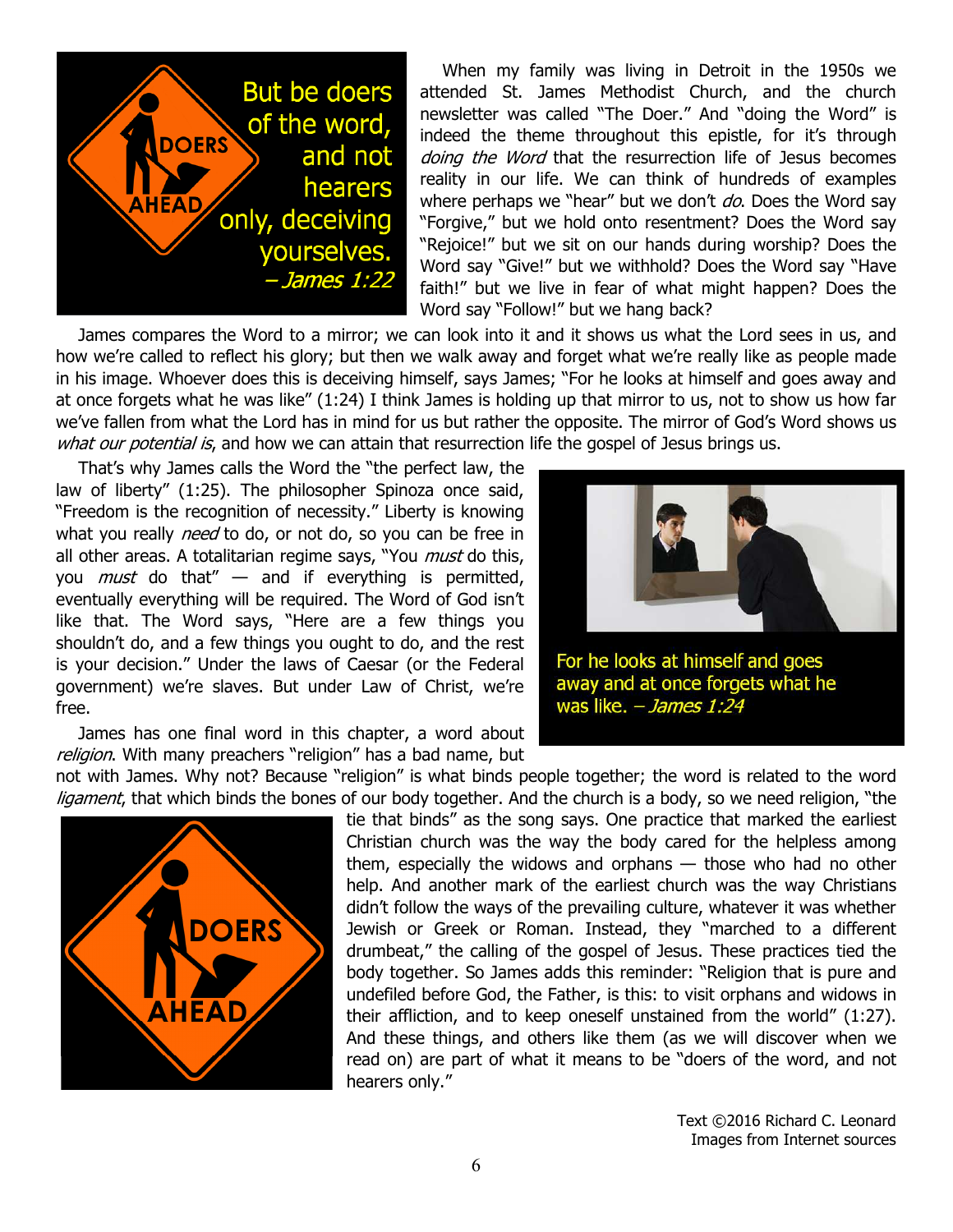But be doers of the word, and not hearers only, deceiving yourselves. *– James 1:22*

When my family was living in Detroit in the 1950s we attended St. James Methodist Church, and the church newsletter was called "The Doer." And "doing the Word" is indeed the theme throughout this epistle, for it's through *doing the Word* that the resurrection life of Jesus becomes reality in our life. We can think of hundreds of examples where perhaps we "hear" but we don't *do*. Does the Word say "Forgive," but we hold onto resentment? Does the Word say "Rejoice!" but we sit on our hands during worship? Does the Word say "Give!" but we withhold? Does the Word say "Have faith!" but we live in fear of what might happen? Does the Word say "Follow!" but we hang back?

James compares the Word to a mirror; we can look into it and it shows us what the Lord sees in us, and how we're called to reflect his glory; but then we walk away and forget what we're really like as people made in his image. Whoever does this is deceiving himself, says James; "For he looks at himself and goes away and at once forgets what he was like" (1:24) I think James is holding up that mirror to us, not to show us how far we've fallen from what the Lord has in mind for us but rather the opposite. The mirror of God's Word shows us *what our potential is*, and how we can attain that resurrection life the gospel of Jesus brings us.

That's why James calls the Word the "the perfect law, the law of liberty" (1:25). The philosopher Spinoza once said, "Freedom is the recognition of necessity." Liberty is knowing what you really *need* to do, or not do, so you can be free in all other areas. A totalitarian regime says, "You *must* do this, you *must* do that" — and if everything is permitted, eventually everything will be required. The Word of God isn't like that. The Word says, "Here are a few things you shouldn't do, and a few things you ought to do, and the rest is your decision." Under the laws of Caesar (or the Federal government) we're slaves. But under Law of Christ, we're free.

For he looks at himself and goes away and at once forgets what he was like. *– James 1:24*

James has one final word in this chapter, a word about *religion*. With many preachers "religion" has a bad name, but not with James. Why not? Because "religion" is what binds people together; the word is related to the word *ligament*, that which binds the bones of our body together. And the church is a body, so we need religion, "the tie that binds" as the song says. One practice that marked the earliest Christian church was the way the body cared for the helpless among them, especially the widows and orphans — those who had no other help. And another mark of the earliest church was the way Christians didn't follow the ways of the prevailing culture, whatever it was whether Jewish or Greek or Roman. Instead, they "marched to a different drumbeat," the calling of the gospel of Jesus. These practices tied the body together. So James adds this reminder: "Religion that is pure and undefiled before God, the Father, is this: to visit orphans and widows in their affliction, and to keep oneself unstained from the world" (1:27). And these things, and others like them (as we will discover when we read on) are part of what it means to be "doers of the word, and not hearers only."

Text ©2016 Richard C. Leonard
Images from Internet sources